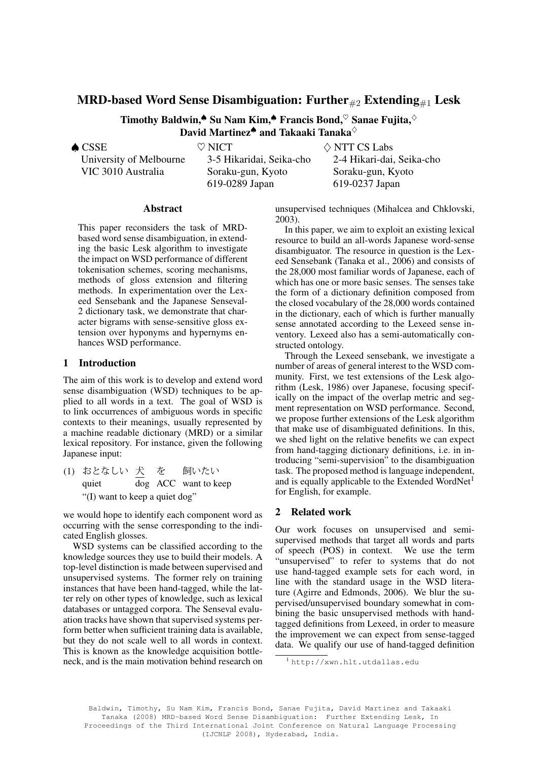# MRD-based Word Sense Disambiguation: Further$_{\#2}$ Extending$_{\#1}$ Lesk

**Timothy Baldwin,[♠] Su Nam Kim,[♠] Francis Bond,[♡] Sanae Fujita,[♢] David Martinez[♠] and Takaaki Tanaka[♢]**

♠ CSSE
University of Melbourne
VIC 3010 Australia

♡ NICT
3-5 Hikaridai, Seika-cho
Soraku-gun, Kyoto
619-0289 Japan

♢ NTT CS Labs
2-4 Hikari-dai, Seika-cho
Soraku-gun, Kyoto
619-0237 Japan

## Abstract

This paper reconsiders the task of MRD-based word sense disambiguation, in extending the basic Lesk algorithm to investigate the impact on WSD performance of different tokenisation schemes, scoring mechanisms, methods of gloss extension and filtering methods. In experimentation over the Lexeed Sensebank and the Japanese Senseval-2 dictionary task, we demonstrate that character bigrams with sense-sensitive gloss extension over hyponyms and hypernyms enhances WSD performance.

## 1 Introduction

The aim of this work is to develop and extend word sense disambiguation (WSD) techniques to be applied to all words in a text. The goal of WSD is to link occurrences of ambiguous words in specific contexts to their meanings, usually represented by a machine readable dictionary (MRD) or a similar lexical repository. For instance, given the following Japanese input:

(1) おとなしい <u>犬</u> を 飼いたい
quiet <u>dog</u> ACC want to keep
"(I) want to keep a quiet dog"

we would hope to identify each component word as occurring with the sense corresponding to the indicated English glosses.

WSD systems can be classified according to the knowledge sources they use to build their models. A top-level distinction is made between supervised and unsupervised systems. The former rely on training instances that have been hand-tagged, while the latter rely on other types of knowledge, such as lexical databases or untagged corpora. The Senseval evaluation tracks have shown that supervised systems perform better when sufficient training data is available, but they do not scale well to all words in context. This is known as the knowledge acquisition bottleneck, and is the main motivation behind research on unsupervised techniques (Mihalcea and Chklovski, 2003).

In this paper, we aim to exploit an existing lexical resource to build an all-words Japanese word-sense disambiguator. The resource in question is the Lexeed Sensebank (Tanaka et al., 2006) and consists of the 28,000 most familiar words of Japanese, each of which has one or more basic senses. The senses take the form of a dictionary definition composed from the closed vocabulary of the 28,000 words contained in the dictionary, each of which is further manually sense annotated according to the Lexeed sense inventory. Lexeed also has a semi-automatically constructed ontology.

Through the Lexeed sensebank, we investigate a number of areas of general interest to the WSD community. First, we test extensions of the Lesk algorithm (Lesk, 1986) over Japanese, focusing specifically on the impact of the overlap metric and segment representation on WSD performance. Second, we propose further extensions of the Lesk algorithm that make use of disambiguated definitions. In this, we shed light on the relative benefits we can expect from hand-tagging dictionary definitions, i.e. in introducing "semi-supervision" to the disambiguation task. The proposed method is language independent, and is equally applicable to the Extended WordNet[1] for English, for example.

## 2 Related work

Our work focuses on unsupervised and semi-supervised methods that target all words and parts of speech (POS) in context. We use the term "unsupervised" to refer to systems that do not use hand-tagged example sets for each word, in line with the standard usage in the WSD literature (Agirre and Edmonds, 2006). We blur the supervised/unsupervised boundary somewhat in combining the basic unsupervised methods with hand-tagged definitions from Lexeed, in order to measure the improvement we can expect from sense-tagged data. We qualify our use of hand-tagged definition

[1] http://xwn.hlt.utdallas.edu

Baldwin, Timothy, Su Nam Kim, Francis Bond, Sanae Fujita, David Martinez and Takaaki Tanaka (2008) MRD-based Word Sense Disambiguation: Further Extending Lesk, In Proceedings of the Third International Joint Conference on Natural Language Processing (IJCNLP 2008), Hyderabad, India.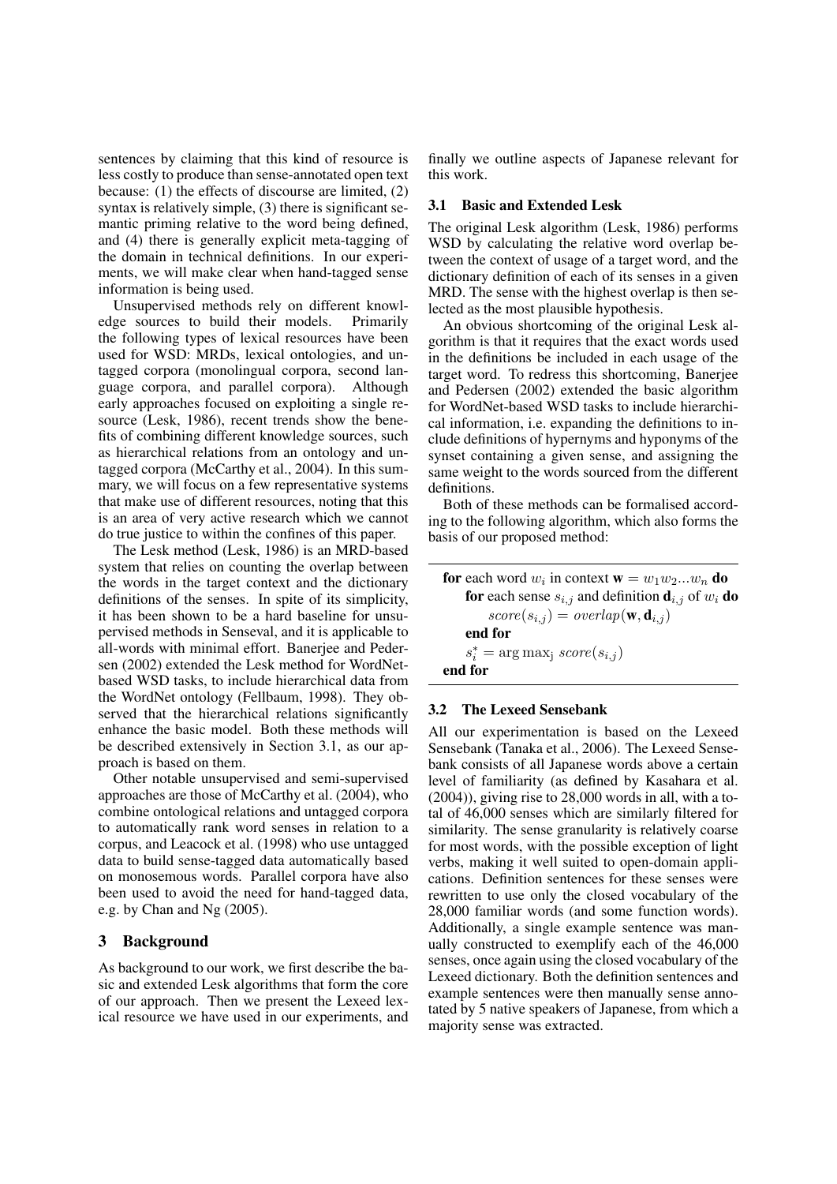sentences by claiming that this kind of resource is less costly to produce than sense-annotated open text because: (1) the effects of discourse are limited, (2) syntax is relatively simple, (3) there is significant semantic priming relative to the word being defined, and (4) there is generally explicit meta-tagging of the domain in technical definitions. In our experiments, we will make clear when hand-tagged sense information is being used.

Unsupervised methods rely on different knowledge sources to build their models. Primarily the following types of lexical resources have been used for WSD: MRDs, lexical ontologies, and untagged corpora (monolingual corpora, second language corpora, and parallel corpora). Although early approaches focused on exploiting a single resource (Lesk, 1986), recent trends show the benefits of combining different knowledge sources, such as hierarchical relations from an ontology and untagged corpora (McCarthy et al., 2004). In this summary, we will focus on a few representative systems that make use of different resources, noting that this is an area of very active research which we cannot do true justice to within the confines of this paper.

The Lesk method (Lesk, 1986) is an MRD-based system that relies on counting the overlap between the words in the target context and the dictionary definitions of the senses. In spite of its simplicity, it has been shown to be a hard baseline for unsupervised methods in Senseval, and it is applicable to all-words with minimal effort. Banerjee and Pedersen (2002) extended the Lesk method for WordNet-based WSD tasks, to include hierarchical data from the WordNet ontology (Fellbaum, 1998). They observed that the hierarchical relations significantly enhance the basic model. Both these methods will be described extensively in Section 3.1, as our approach is based on them.

Other notable unsupervised and semi-supervised approaches are those of McCarthy et al. (2004), who combine ontological relations and untagged corpora to automatically rank word senses in relation to a corpus, and Leacock et al. (1998) who use untagged data to build sense-tagged data automatically based on monosemous words. Parallel corpora have also been used to avoid the need for hand-tagged data, e.g. by Chan and Ng (2005).

## 3 Background

As background to our work, we first describe the basic and extended Lesk algorithms that form the core of our approach. Then we present the Lexeed lexical resource we have used in our experiments, and finally we outline aspects of Japanese relevant for this work.

### 3.1 Basic and Extended Lesk

The original Lesk algorithm (Lesk, 1986) performs WSD by calculating the relative word overlap between the context of usage of a target word, and the dictionary definition of each of its senses in a given MRD. The sense with the highest overlap is then selected as the most plausible hypothesis.

An obvious shortcoming of the original Lesk algorithm is that it requires that the exact words used in the definitions be included in each usage of the target word. To redress this shortcoming, Banerjee and Pedersen (2002) extended the basic algorithm for WordNet-based WSD tasks to include hierarchical information, i.e. expanding the definitions to include definitions of hypernyms and hyponyms of the synset containing a given sense, and assigning the same weight to the words sourced from the different definitions.

Both of these methods can be formalised according to the following algorithm, which also forms the basis of our proposed method:

**for** each word $w_i$ in context $\mathbf{w} = w_1 w_2 ... w_n$ **do**
  **for** each sense $s_{i,j}$ and definition $\mathbf{d}_{i,j}$ of $w_i$ **do**
    $score(s_{i,j}) = overlap(\mathbf{w}, \mathbf{d}_{i,j})$
  **end for**
  $s_i^* = \arg\max_j \; score(s_{i,j})$
**end for**

### 3.2 The Lexeed Sensebank

All our experimentation is based on the Lexeed Sensebank (Tanaka et al., 2006). The Lexeed Sensebank consists of all Japanese words above a certain level of familiarity (as defined by Kasahara et al. (2004)), giving rise to 28,000 words in all, with a total of 46,000 senses which are similarly filtered for similarity. The sense granularity is relatively coarse for most words, with the possible exception of light verbs, making it well suited to open-domain applications. Definition sentences for these senses were rewritten to use only the closed vocabulary of the 28,000 familiar words (and some function words). Additionally, a single example sentence was manually constructed to exemplify each of the 46,000 senses, once again using the closed vocabulary of the Lexeed dictionary. Both the definition sentences and example sentences were then manually sense annotated by 5 native speakers of Japanese, from which a majority sense was extracted.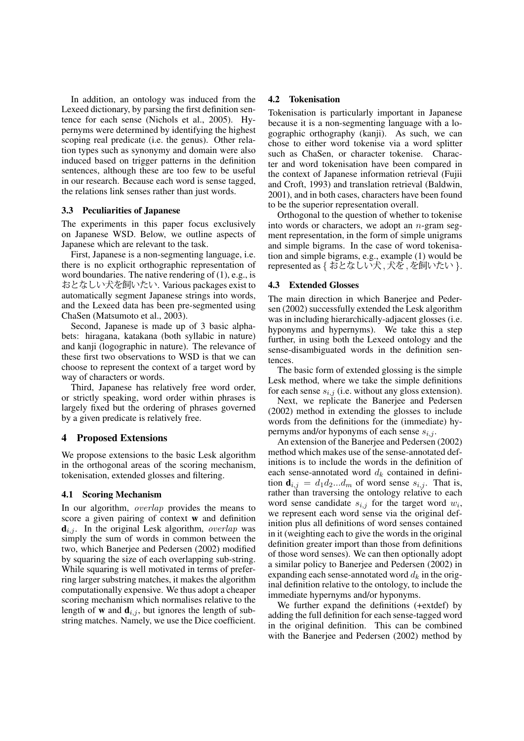In addition, an ontology was induced from the Lexeed dictionary, by parsing the first definition sentence for each sense (Nichols et al., 2005). Hypernyms were determined by identifying the highest scoping real predicate (i.e. the genus). Other relation types such as synonymy and domain were also induced based on trigger patterns in the definition sentences, although these are too few to be useful in our research. Because each word is sense tagged, the relations link senses rather than just words.

### 3.3 Peculiarities of Japanese

The experiments in this paper focus exclusively on Japanese WSD. Below, we outline aspects of Japanese which are relevant to the task.

First, Japanese is a non-segmenting language, i.e. there is no explicit orthographic representation of word boundaries. The native rendering of (1), e.g., is おとなしい犬を飼いたい. Various packages exist to automatically segment Japanese strings into words, and the Lexeed data has been pre-segmented using ChaSen (Matsumoto et al., 2003).

Second, Japanese is made up of 3 basic alphabets: hiragana, katakana (both syllabic in nature) and kanji (logographic in nature). The relevance of these first two observations to WSD is that we can choose to represent the context of a target word by way of characters or words.

Third, Japanese has relatively free word order, or strictly speaking, word order within phrases is largely fixed but the ordering of phrases governed by a given predicate is relatively free.

## 4 Proposed Extensions

We propose extensions to the basic Lesk algorithm in the orthogonal areas of the scoring mechanism, tokenisation, extended glosses and filtering.

### 4.1 Scoring Mechanism

In our algorithm, *overlap* provides the means to score a given pairing of context $\mathbf{w}$ and definition $\mathbf{d}_{i,j}$. In the original Lesk algorithm, *overlap* was simply the sum of words in common between the two, which Banerjee and Pedersen (2002) modified by squaring the size of each overlapping sub-string. While squaring is well motivated in terms of preferring larger substring matches, it makes the algorithm computationally expensive. We thus adopt a cheaper scoring mechanism which normalises relative to the length of $\mathbf{w}$ and $\mathbf{d}_{i,j}$, but ignores the length of substring matches. Namely, we use the Dice coefficient.

### 4.2 Tokenisation

Tokenisation is particularly important in Japanese because it is a non-segmenting language with a logographic orthography (kanji). As such, we can chose to either word tokenise via a word splitter such as ChaSen, or character tokenise. Character and word tokenisation have been compared in the context of Japanese information retrieval (Fujii and Croft, 1993) and translation retrieval (Baldwin, 2001), and in both cases, characters have been found to be the superior representation overall.

Orthogonal to the question of whether to tokenise into words or characters, we adopt an $n$-gram segment representation, in the form of simple unigrams and simple bigrams. In the case of word tokenisation and simple bigrams, e.g., example (1) would be represented as { おとなしい犬 , 犬を , を飼いたい }.

### 4.3 Extended Glosses

The main direction in which Banerjee and Pedersen (2002) successfully extended the Lesk algorithm was in including hierarchically-adjacent glosses (i.e. hyponyms and hypernyms). We take this a step further, in using both the Lexeed ontology and the sense-disambiguated words in the definition sentences.

The basic form of extended glossing is the simple Lesk method, where we take the simple definitions for each sense $s_{i,j}$ (i.e. without any gloss extension).

Next, we replicate the Banerjee and Pedersen (2002) method in extending the glosses to include words from the definitions for the (immediate) hypernyms and/or hyponyms of each sense $s_{i,j}$.

An extension of the Banerjee and Pedersen (2002) method which makes use of the sense-annotated definitions is to include the words in the definition of each sense-annotated word $d_k$ contained in definition $\mathbf{d}_{i,j} = d_1 d_2 ... d_m$ of word sense $s_{i,j}$. That is, rather than traversing the ontology relative to each word sense candidate $s_{i,j}$ for the target word $w_i$, we represent each word sense via the original definition plus all definitions of word senses contained in it (weighting each to give the words in the original definition greater import than those from definitions of those word senses). We can then optionally adopt a similar policy to Banerjee and Pedersen (2002) in expanding each sense-annotated word $d_k$ in the original definition relative to the ontology, to include the immediate hypernyms and/or hyponyms.

We further expand the definitions (+extdef) by adding the full definition for each sense-tagged word in the original definition. This can be combined with the Banerjee and Pedersen (2002) method by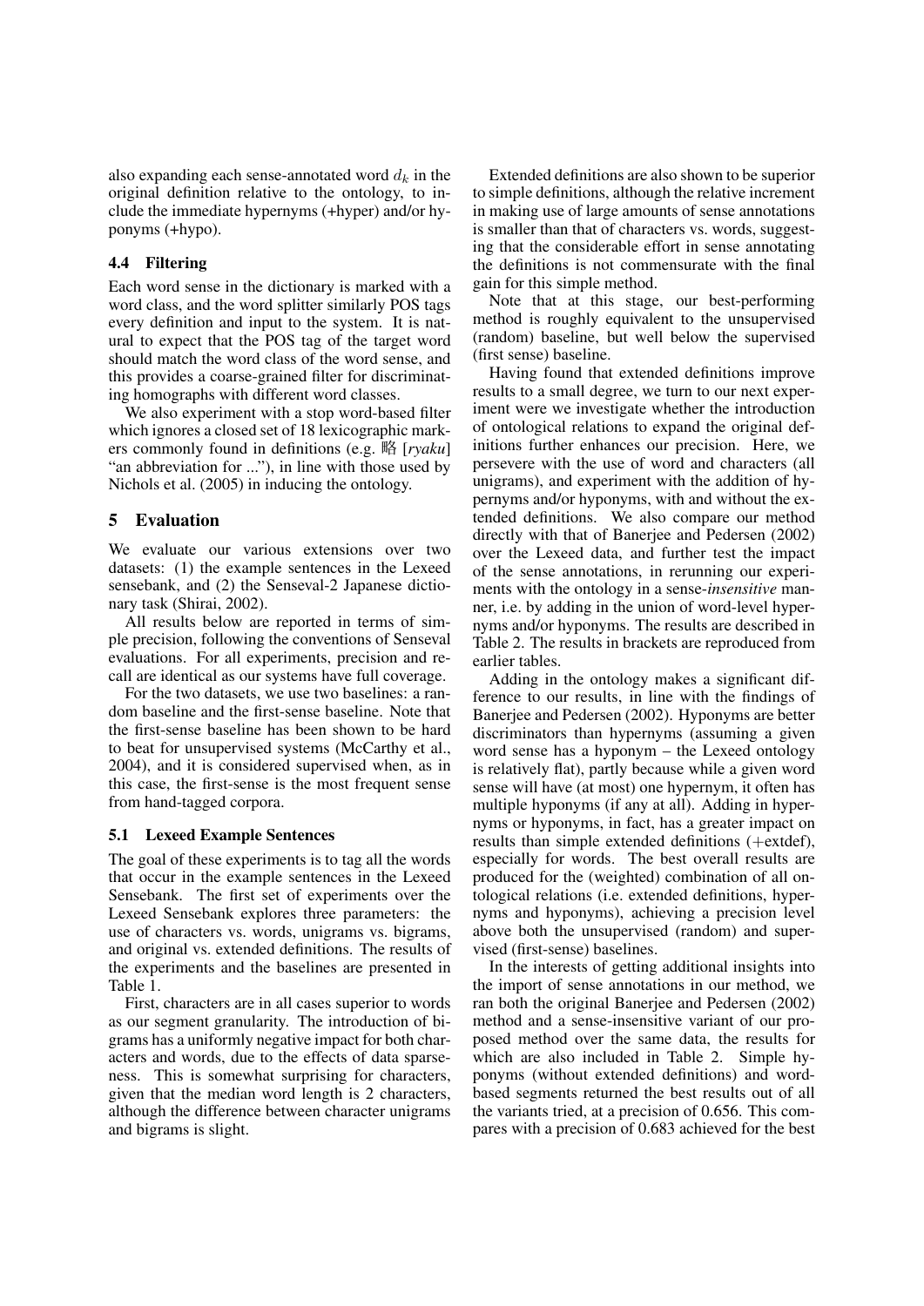also expanding each sense-annotated word $d_k$ in the original definition relative to the ontology, to include the immediate hypernyms (+hyper) and/or hyponyms (+hypo).

### 4.4 Filtering

Each word sense in the dictionary is marked with a word class, and the word splitter similarly POS tags every definition and input to the system. It is natural to expect that the POS tag of the target word should match the word class of the word sense, and this provides a coarse-grained filter for discriminating homographs with different word classes.

We also experiment with a stop word-based filter which ignores a closed set of 18 lexicographic markers commonly found in definitions (e.g. 略 [*ryaku*] "an abbreviation for ..."), in line with those used by Nichols et al. (2005) in inducing the ontology.

## 5 Evaluation

We evaluate our various extensions over two datasets: (1) the example sentences in the Lexeed sensebank, and (2) the Senseval-2 Japanese dictionary task (Shirai, 2002).

All results below are reported in terms of simple precision, following the conventions of Senseval evaluations. For all experiments, precision and recall are identical as our systems have full coverage.

For the two datasets, we use two baselines: a random baseline and the first-sense baseline. Note that the first-sense baseline has been shown to be hard to beat for unsupervised systems (McCarthy et al., 2004), and it is considered supervised when, as in this case, the first-sense is the most frequent sense from hand-tagged corpora.

### 5.1 Lexeed Example Sentences

The goal of these experiments is to tag all the words that occur in the example sentences in the Lexeed Sensebank. The first set of experiments over the Lexeed Sensebank explores three parameters: the use of characters vs. words, unigrams vs. bigrams, and original vs. extended definitions. The results of the experiments and the baselines are presented in Table 1.

First, characters are in all cases superior to words as our segment granularity. The introduction of bigrams has a uniformly negative impact for both characters and words, due to the effects of data sparseness. This is somewhat surprising for characters, given that the median word length is 2 characters, although the difference between character unigrams and bigrams is slight.

Extended definitions are also shown to be superior to simple definitions, although the relative increment in making use of large amounts of sense annotations is smaller than that of characters vs. words, suggesting that the considerable effort in sense annotating the definitions is not commensurate with the final gain for this simple method.

Note that at this stage, our best-performing method is roughly equivalent to the unsupervised (random) baseline, but well below the supervised (first sense) baseline.

Having found that extended definitions improve results to a small degree, we turn to our next experiment were we investigate whether the introduction of ontological relations to expand the original definitions further enhances our precision. Here, we persevere with the use of word and characters (all unigrams), and experiment with the addition of hypernyms and/or hyponyms, with and without the extended definitions. We also compare our method directly with that of Banerjee and Pedersen (2002) over the Lexeed data, and further test the impact of the sense annotations, in rerunning our experiments with the ontology in a sense-*insensitive* manner, i.e. by adding in the union of word-level hypernyms and/or hyponyms. The results are described in Table 2. The results in brackets are reproduced from earlier tables.

Adding in the ontology makes a significant difference to our results, in line with the findings of Banerjee and Pedersen (2002). Hyponyms are better discriminators than hypernyms (assuming a given word sense has a hyponym – the Lexeed ontology is relatively flat), partly because while a given word sense will have (at most) one hypernym, it often has multiple hyponyms (if any at all). Adding in hypernyms or hyponyms, in fact, has a greater impact on results than simple extended definitions (+extdef), especially for words. The best overall results are produced for the (weighted) combination of all ontological relations (i.e. extended definitions, hypernyms and hyponyms), achieving a precision level above both the unsupervised (random) and supervised (first-sense) baselines.

In the interests of getting additional insights into the import of sense annotations in our method, we ran both the original Banerjee and Pedersen (2002) method and a sense-insensitive variant of our proposed method over the same data, the results for which are also included in Table 2. Simple hyponyms (without extended definitions) and word-based segments returned the best results out of all the variants tried, at a precision of 0.656. This compares with a precision of 0.683 achieved for the best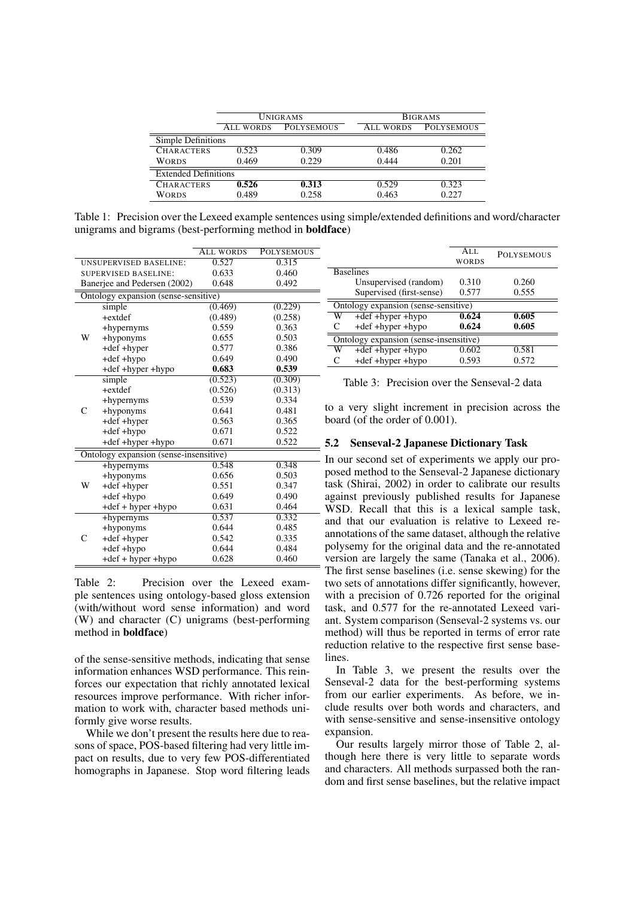| | Unigrams | | Bigrams | |
|---|---|---|---|---|
| | All words | Polysemous | All words | Polysemous |
| Simple Definitions | | | | |
| Characters | 0.523 | 0.309 | 0.486 | 0.262 |
| Words | 0.469 | 0.229 | 0.444 | 0.201 |
| Extended Definitions | | | | |
| Characters | **0.526** | **0.313** | 0.529 | 0.323 |
| Words | 0.489 | 0.258 | 0.463 | 0.227 |

Table 1: Precision over the Lexeed example sentences using simple/extended definitions and word/character unigrams and bigrams (best-performing method in **boldface**)

| | | All words | Polysemous |
|---|---|---|---|
| Unsupervised baseline: | | 0.527 | 0.315 |
| Supervised baseline: | | 0.633 | 0.460 |
| Banerjee and Pedersen (2002) | | 0.648 | 0.492 |
| Ontology expansion (sense-sensitive) | | | |
| W | simple | (0.469) | (0.229) |
| | +extdef | (0.489) | (0.258) |
| | +hypernyms | 0.559 | 0.363 |
| | +hyponyms | 0.655 | 0.503 |
| | +def +hyper | 0.577 | 0.386 |
| | +def +hypo | 0.649 | 0.490 |
| | +def +hyper +hypo | **0.683** | **0.539** |
| C | simple | (0.523) | (0.309) |
| | +extdef | (0.526) | (0.313) |
| | +hypernyms | 0.539 | 0.334 |
| | +hyponyms | 0.641 | 0.481 |
| | +def +hyper | 0.563 | 0.365 |
| | +def +hypo | 0.671 | 0.522 |
| | +def +hyper +hypo | 0.671 | 0.522 |
| Ontology expansion (sense-insensitive) | | | |
| W | +hypernyms | 0.548 | 0.348 |
| | +hyponyms | 0.656 | 0.503 |
| | +def +hyper | 0.551 | 0.347 |
| | +def +hypo | 0.649 | 0.490 |
| | +def + hyper +hypo | 0.631 | 0.464 |
| C | +hypernyms | 0.537 | 0.332 |
| | +hyponyms | 0.644 | 0.485 |
| | +def +hyper | 0.542 | 0.335 |
| | +def +hypo | 0.644 | 0.484 |
| | +def + hyper +hypo | 0.628 | 0.460 |

Table 2: Precision over the Lexeed example sentences using ontology-based gloss extension (with/without word sense information) and word (W) and character (C) unigrams (best-performing method in **boldface**)

of the sense-sensitive methods, indicating that sense information enhances WSD performance. This reinforces our expectation that richly annotated lexical resources improve performance. With richer information to work with, character based methods uniformly give worse results.

While we don't present the results here due to reasons of space, POS-based filtering had very little impact on results, due to very few POS-differentiated homographs in Japanese. Stop word filtering leads to a very slight increment in precision across the board (of the order of 0.001).

| | | All words | Polysemous |
|---|---|---|---|
| Baselines | | | |
| | Unsupervised (random) | 0.310 | 0.260 |
| | Supervised (first-sense) | 0.577 | 0.555 |
| Ontology expansion (sense-sensitive) | | | |
| W | +def +hyper +hypo | **0.624** | **0.605** |
| C | +def +hyper +hypo | **0.624** | **0.605** |
| Ontology expansion (sense-insensitive) | | | |
| W | +def +hyper +hypo | 0.602 | 0.581 |
| C | +def +hyper +hypo | 0.593 | 0.572 |

Table 3: Precision over the Senseval-2 data

### 5.2 Senseval-2 Japanese Dictionary Task

In our second set of experiments we apply our proposed method to the Senseval-2 Japanese dictionary task (Shirai, 2002) in order to calibrate our results against previously published results for Japanese WSD. Recall that this is a lexical sample task, and that our evaluation is relative to Lexeed reannotations of the same dataset, although the relative polysemy for the original data and the re-annotated version are largely the same (Tanaka et al., 2006). The first sense baselines (i.e. sense skewing) for the two sets of annotations differ significantly, however, with a precision of 0.726 reported for the original task, and 0.577 for the re-annotated Lexeed variant. System comparison (Senseval-2 systems vs. our method) will thus be reported in terms of error rate reduction relative to the respective first sense baselines.

In Table 3, we present the results over the Senseval-2 data for the best-performing systems from our earlier experiments. As before, we include results over both words and characters, and with sense-sensitive and sense-insensitive ontology expansion.

Our results largely mirror those of Table 2, although here there is very little to separate words and characters. All methods surpassed both the random and first sense baselines, but the relative impact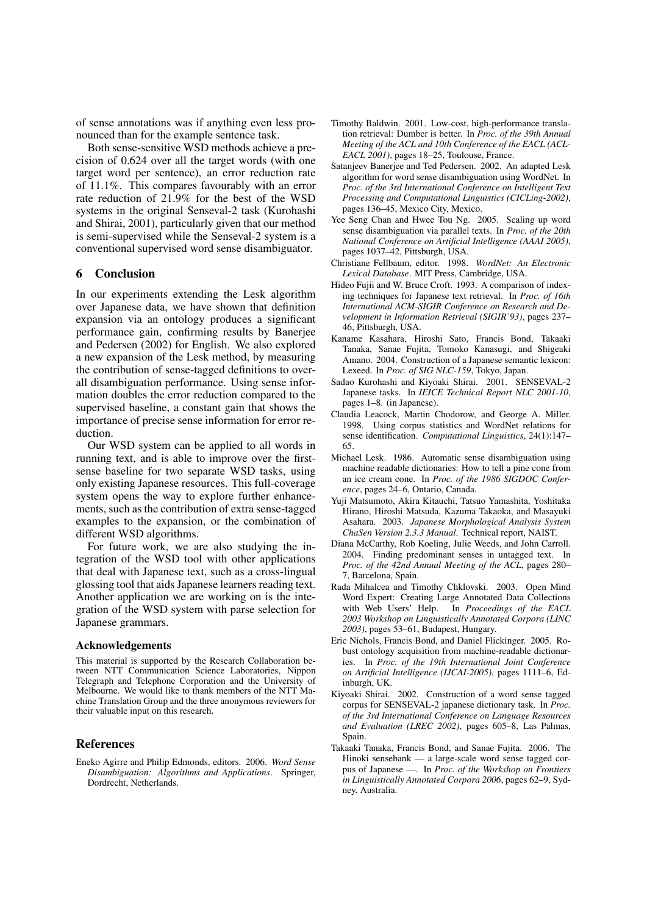of sense annotations was if anything even less pronounced than for the example sentence task.

Both sense-sensitive WSD methods achieve a precision of 0.624 over all the target words (with one target word per sentence), an error reduction rate of 11.1%. This compares favourably with an error rate reduction of 21.9% for the best of the WSD systems in the original Senseval-2 task (Kurohashi and Shirai, 2001), particularly given that our method is semi-supervised while the Senseval-2 system is a conventional supervised word sense disambiguator.

## 6 Conclusion

In our experiments extending the Lesk algorithm over Japanese data, we have shown that definition expansion via an ontology produces a significant performance gain, confirming results by Banerjee and Pedersen (2002) for English. We also explored a new expansion of the Lesk method, by measuring the contribution of sense-tagged definitions to overall disambiguation performance. Using sense information doubles the error reduction compared to the supervised baseline, a constant gain that shows the importance of precise sense information for error reduction.

Our WSD system can be applied to all words in running text, and is able to improve over the first-sense baseline for two separate WSD tasks, using only existing Japanese resources. This full-coverage system opens the way to explore further enhancements, such as the contribution of extra sense-tagged examples to the expansion, or the combination of different WSD algorithms.

For future work, we are also studying the integration of the WSD tool with other applications that deal with Japanese text, such as a cross-lingual glossing tool that aids Japanese learners reading text. Another application we are working on is the integration of the WSD system with parse selection for Japanese grammars.

### Acknowledgements

This material is supported by the Research Collaboration between NTT Communication Science Laboratories, Nippon Telegraph and Telephone Corporation and the University of Melbourne. We would like to thank members of the NTT Machine Translation Group and the three anonymous reviewers for their valuable input on this research.

## References

Eneko Agirre and Philip Edmonds, editors. 2006. *Word Sense Disambiguation: Algorithms and Applications*. Springer, Dordrecht, Netherlands.

Timothy Baldwin. 2001. Low-cost, high-performance translation retrieval: Dumber is better. In *Proc. of the 39th Annual Meeting of the ACL and 10th Conference of the EACL (ACL-EACL 2001)*, pages 18–25, Toulouse, France.

Satanjeev Banerjee and Ted Pedersen. 2002. An adapted Lesk algorithm for word sense disambiguation using WordNet. In *Proc. of the 3rd International Conference on Intelligent Text Processing and Computational Linguistics (CICLing-2002)*, pages 136–45, Mexico City, Mexico.

Yee Seng Chan and Hwee Tou Ng. 2005. Scaling up word sense disambiguation via parallel texts. In *Proc. of the 20th National Conference on Artificial Intelligence (AAAI 2005)*, pages 1037–42, Pittsburgh, USA.

Christiane Fellbaum, editor. 1998. *WordNet: An Electronic Lexical Database*. MIT Press, Cambridge, USA.

Hideo Fujii and W. Bruce Croft. 1993. A comparison of indexing techniques for Japanese text retrieval. In *Proc. of 16th International ACM-SIGIR Conference on Research and Development in Information Retrieval (SIGIR'93)*, pages 237–46, Pittsburgh, USA.

Kaname Kasahara, Hiroshi Sato, Francis Bond, Takaaki Tanaka, Sanae Fujita, Tomoko Kanasugi, and Shigeaki Amano. 2004. Construction of a Japanese semantic lexicon: Lexeed. In *Proc. of SIG NLC-159*, Tokyo, Japan.

Sadao Kurohashi and Kiyoaki Shirai. 2001. SENSEVAL-2 Japanese tasks. In *IEICE Technical Report NLC 2001-10*, pages 1–8. (in Japanese).

Claudia Leacock, Martin Chodorow, and George A. Miller. 1998. Using corpus statistics and WordNet relations for sense identification. *Computational Linguistics*, 24(1):147–65.

Michael Lesk. 1986. Automatic sense disambiguation using machine readable dictionaries: How to tell a pine cone from an ice cream cone. In *Proc. of the 1986 SIGDOC Conference*, pages 24–6, Ontario, Canada.

Yuji Matsumoto, Akira Kitauchi, Tatsuo Yamashita, Yoshitaka Hirano, Hiroshi Matsuda, Kazuma Takaoka, and Masayuki Asahara. 2003. *Japanese Morphological Analysis System ChaSen Version 2.3.3 Manual*. Technical report, NAIST.

Diana McCarthy, Rob Koeling, Julie Weeds, and John Carroll. 2004. Finding predominant senses in untagged text. In *Proc. of the 42nd Annual Meeting of the ACL*, pages 280–7, Barcelona, Spain.

Rada Mihalcea and Timothy Chklovski. 2003. Open Mind Word Expert: Creating Large Annotated Data Collections with Web Users' Help. In *Proceedings of the EACL 2003 Workshop on Linguistically Annotated Corpora (LINC 2003)*, pages 53–61, Budapest, Hungary.

Eric Nichols, Francis Bond, and Daniel Flickinger. 2005. Robust ontology acquisition from machine-readable dictionaries. In *Proc. of the 19th International Joint Conference on Artificial Intelligence (IJCAI-2005)*, pages 1111–6, Edinburgh, UK.

Kiyoaki Shirai. 2002. Construction of a word sense tagged corpus for SENSEVAL-2 japanese dictionary task. In *Proc. of the 3rd International Conference on Language Resources and Evaluation (LREC 2002)*, pages 605–8, Las Palmas, Spain.

Takaaki Tanaka, Francis Bond, and Sanae Fujita. 2006. The Hinoki sensebank — a large-scale word sense tagged corpus of Japanese —. In *Proc. of the Workshop on Frontiers in Linguistically Annotated Corpora 2006*, pages 62–9, Sydney, Australia.